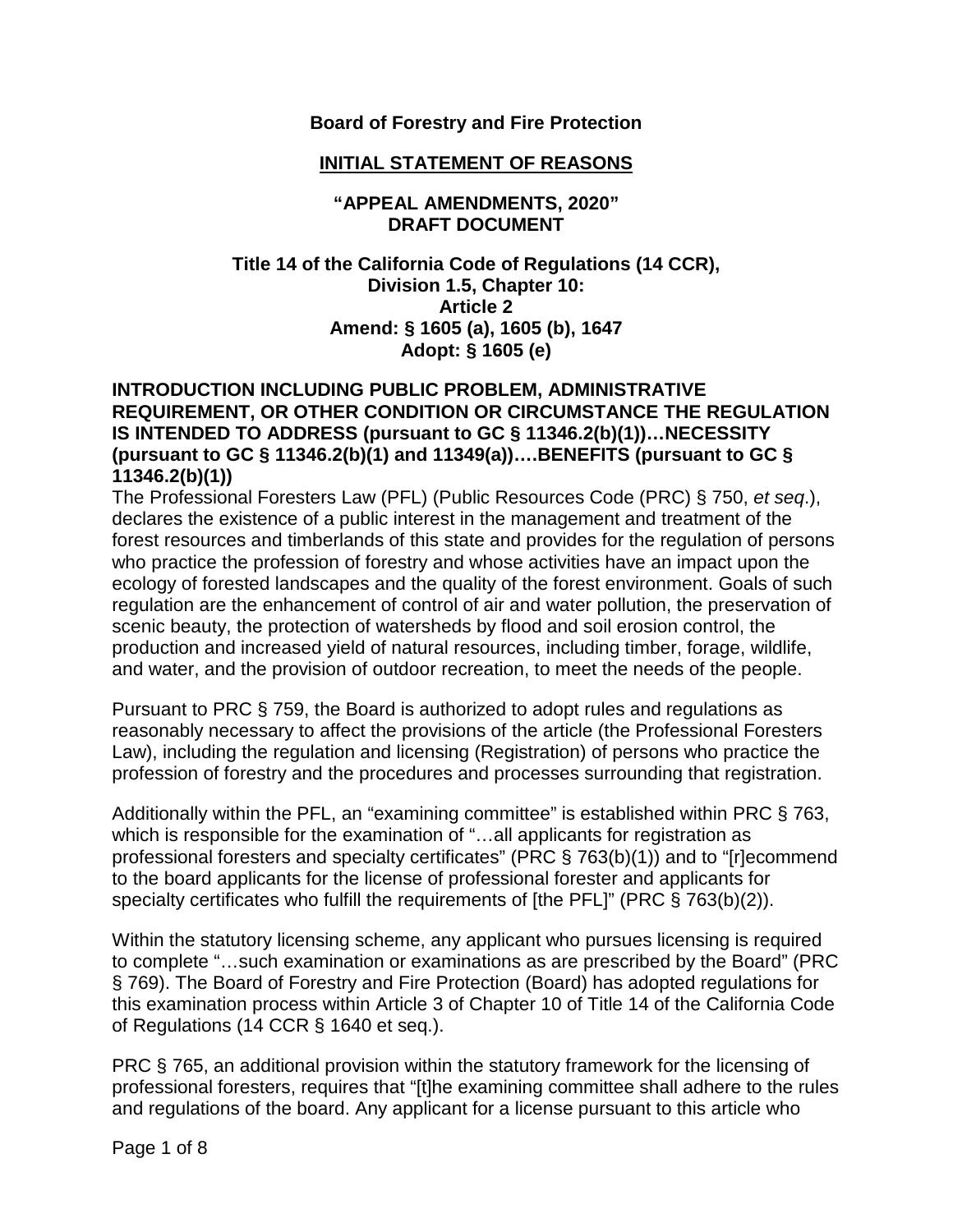**Board of Forestry and Fire Protection**

**INITIAL STATEMENT OF REASONS**

**"APPEAL AMENDMENTS, 2020"**
**DRAFT DOCUMENT**

**Title 14 of the California Code of Regulations (14 CCR),**
**Division 1.5, Chapter 10:**
**Article 2**
**Amend: § 1605 (a), 1605 (b), 1647**
**Adopt: § 1605 (e)**

**INTRODUCTION INCLUDING PUBLIC PROBLEM, ADMINISTRATIVE REQUIREMENT, OR OTHER CONDITION OR CIRCUMSTANCE THE REGULATION IS INTENDED TO ADDRESS (pursuant to GC § 11346.2(b)(1))…NECESSITY (pursuant to GC § 11346.2(b)(1) and 11349(a))….BENEFITS (pursuant to GC § 11346.2(b)(1))**

The Professional Foresters Law (PFL) (Public Resources Code (PRC) § 750, *et seq*.), declares the existence of a public interest in the management and treatment of the forest resources and timberlands of this state and provides for the regulation of persons who practice the profession of forestry and whose activities have an impact upon the ecology of forested landscapes and the quality of the forest environment. Goals of such regulation are the enhancement of control of air and water pollution, the preservation of scenic beauty, the protection of watersheds by flood and soil erosion control, the production and increased yield of natural resources, including timber, forage, wildlife, and water, and the provision of outdoor recreation, to meet the needs of the people.

Pursuant to PRC § 759, the Board is authorized to adopt rules and regulations as reasonably necessary to affect the provisions of the article (the Professional Foresters Law), including the regulation and licensing (Registration) of persons who practice the profession of forestry and the procedures and processes surrounding that registration.

Additionally within the PFL, an "examining committee" is established within PRC § 763, which is responsible for the examination of "…all applicants for registration as professional foresters and specialty certificates" (PRC § 763(b)(1)) and to "[r]ecommend to the board applicants for the license of professional forester and applicants for specialty certificates who fulfill the requirements of [the PFL]" (PRC § 763(b)(2)).

Within the statutory licensing scheme, any applicant who pursues licensing is required to complete "…such examination or examinations as are prescribed by the Board" (PRC § 769). The Board of Forestry and Fire Protection (Board) has adopted regulations for this examination process within Article 3 of Chapter 10 of Title 14 of the California Code of Regulations (14 CCR § 1640 et seq.).

PRC § 765, an additional provision within the statutory framework for the licensing of professional foresters, requires that "[t]he examining committee shall adhere to the rules and regulations of the board. Any applicant for a license pursuant to this article who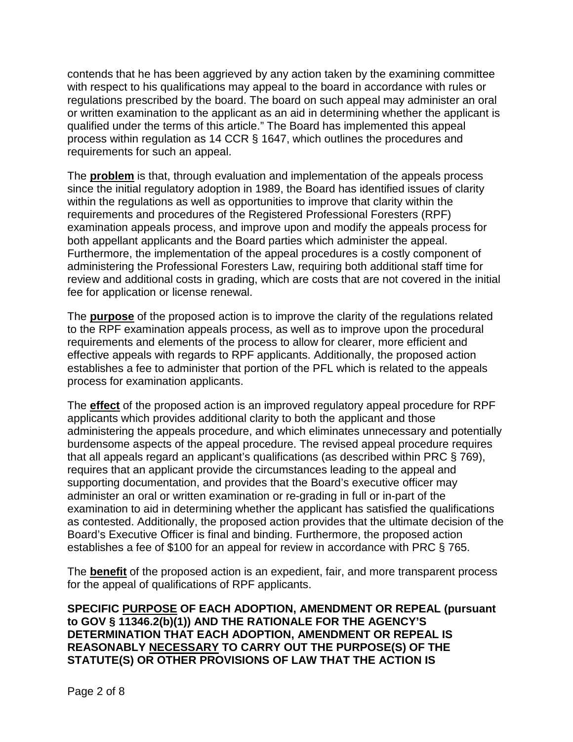contends that he has been aggrieved by any action taken by the examining committee with respect to his qualifications may appeal to the board in accordance with rules or regulations prescribed by the board. The board on such appeal may administer an oral or written examination to the applicant as an aid in determining whether the applicant is qualified under the terms of this article." The Board has implemented this appeal process within regulation as 14 CCR § 1647, which outlines the procedures and requirements for such an appeal.

The **problem** is that, through evaluation and implementation of the appeals process since the initial regulatory adoption in 1989, the Board has identified issues of clarity within the regulations as well as opportunities to improve that clarity within the requirements and procedures of the Registered Professional Foresters (RPF) examination appeals process, and improve upon and modify the appeals process for both appellant applicants and the Board parties which administer the appeal. Furthermore, the implementation of the appeal procedures is a costly component of administering the Professional Foresters Law, requiring both additional staff time for review and additional costs in grading, which are costs that are not covered in the initial fee for application or license renewal.

The **purpose** of the proposed action is to improve the clarity of the regulations related to the RPF examination appeals process, as well as to improve upon the procedural requirements and elements of the process to allow for clearer, more efficient and effective appeals with regards to RPF applicants. Additionally, the proposed action establishes a fee to administer that portion of the PFL which is related to the appeals process for examination applicants.

The **effect** of the proposed action is an improved regulatory appeal procedure for RPF applicants which provides additional clarity to both the applicant and those administering the appeals procedure, and which eliminates unnecessary and potentially burdensome aspects of the appeal procedure. The revised appeal procedure requires that all appeals regard an applicant's qualifications (as described within PRC § 769), requires that an applicant provide the circumstances leading to the appeal and supporting documentation, and provides that the Board's executive officer may administer an oral or written examination or re-grading in full or in-part of the examination to aid in determining whether the applicant has satisfied the qualifications as contested. Additionally, the proposed action provides that the ultimate decision of the Board's Executive Officer is final and binding. Furthermore, the proposed action establishes a fee of $100 for an appeal for review in accordance with PRC § 765.

The **benefit** of the proposed action is an expedient, fair, and more transparent process for the appeal of qualifications of RPF applicants.

**SPECIFIC PURPOSE OF EACH ADOPTION, AMENDMENT OR REPEAL (pursuant to GOV § 11346.2(b)(1)) AND THE RATIONALE FOR THE AGENCY'S DETERMINATION THAT EACH ADOPTION, AMENDMENT OR REPEAL IS REASONABLY NECESSARY TO CARRY OUT THE PURPOSE(S) OF THE STATUTE(S) OR OTHER PROVISIONS OF LAW THAT THE ACTION IS**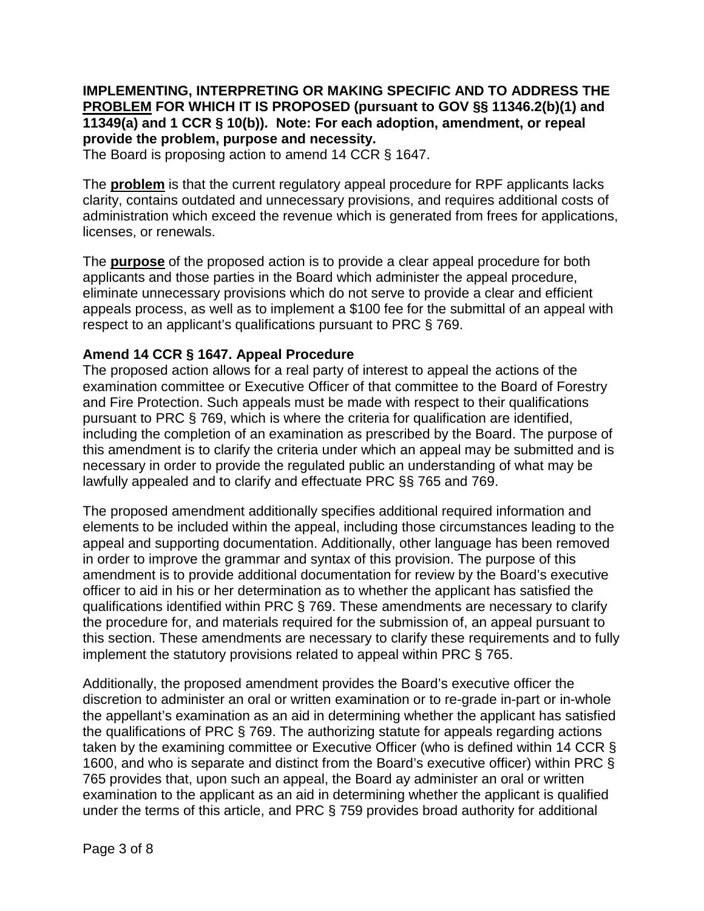**IMPLEMENTING, INTERPRETING OR MAKING SPECIFIC AND TO ADDRESS THE <u>PROBLEM</u> FOR WHICH IT IS PROPOSED (pursuant to GOV §§ 11346.2(b)(1) and 11349(a) and 1 CCR § 10(b)). Note: For each adoption, amendment, or repeal provide the problem, purpose and necessity.**

The Board is proposing action to amend 14 CCR § 1647.

The **<u>problem</u>** is that the current regulatory appeal procedure for RPF applicants lacks clarity, contains outdated and unnecessary provisions, and requires additional costs of administration which exceed the revenue which is generated from frees for applications, licenses, or renewals.

The **<u>purpose</u>** of the proposed action is to provide a clear appeal procedure for both applicants and those parties in the Board which administer the appeal procedure, eliminate unnecessary provisions which do not serve to provide a clear and efficient appeals process, as well as to implement a $100 fee for the submittal of an appeal with respect to an applicant's qualifications pursuant to PRC § 769.

**Amend 14 CCR § 1647. Appeal Procedure**

The proposed action allows for a real party of interest to appeal the actions of the examination committee or Executive Officer of that committee to the Board of Forestry and Fire Protection. Such appeals must be made with respect to their qualifications pursuant to PRC § 769, which is where the criteria for qualification are identified, including the completion of an examination as prescribed by the Board. The purpose of this amendment is to clarify the criteria under which an appeal may be submitted and is necessary in order to provide the regulated public an understanding of what may be lawfully appealed and to clarify and effectuate PRC §§ 765 and 769.

The proposed amendment additionally specifies additional required information and elements to be included within the appeal, including those circumstances leading to the appeal and supporting documentation. Additionally, other language has been removed in order to improve the grammar and syntax of this provision. The purpose of this amendment is to provide additional documentation for review by the Board's executive officer to aid in his or her determination as to whether the applicant has satisfied the qualifications identified within PRC § 769. These amendments are necessary to clarify the procedure for, and materials required for the submission of, an appeal pursuant to this section. These amendments are necessary to clarify these requirements and to fully implement the statutory provisions related to appeal within PRC § 765.

Additionally, the proposed amendment provides the Board's executive officer the discretion to administer an oral or written examination or to re-grade in-part or in-whole the appellant's examination as an aid in determining whether the applicant has satisfied the qualifications of PRC § 769. The authorizing statute for appeals regarding actions taken by the examining committee or Executive Officer (who is defined within 14 CCR § 1600, and who is separate and distinct from the Board's executive officer) within PRC § 765 provides that, upon such an appeal, the Board ay administer an oral or written examination to the applicant as an aid in determining whether the applicant is qualified under the terms of this article, and PRC § 759 provides broad authority for additional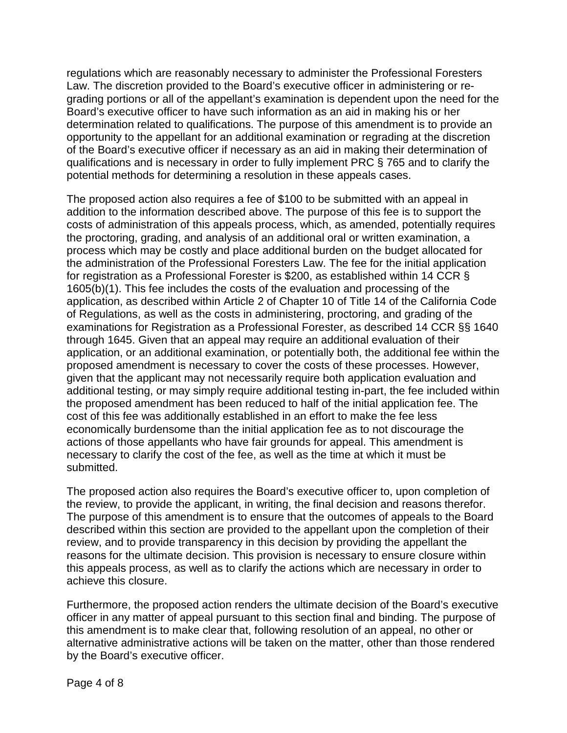regulations which are reasonably necessary to administer the Professional Foresters Law. The discretion provided to the Board's executive officer in administering or re-grading portions or all of the appellant's examination is dependent upon the need for the Board's executive officer to have such information as an aid in making his or her determination related to qualifications. The purpose of this amendment is to provide an opportunity to the appellant for an additional examination or regrading at the discretion of the Board's executive officer if necessary as an aid in making their determination of qualifications and is necessary in order to fully implement PRC § 765 and to clarify the potential methods for determining a resolution in these appeals cases.

The proposed action also requires a fee of $100 to be submitted with an appeal in addition to the information described above. The purpose of this fee is to support the costs of administration of this appeals process, which, as amended, potentially requires the proctoring, grading, and analysis of an additional oral or written examination, a process which may be costly and place additional burden on the budget allocated for the administration of the Professional Foresters Law. The fee for the initial application for registration as a Professional Forester is $200, as established within 14 CCR § 1605(b)(1). This fee includes the costs of the evaluation and processing of the application, as described within Article 2 of Chapter 10 of Title 14 of the California Code of Regulations, as well as the costs in administering, proctoring, and grading of the examinations for Registration as a Professional Forester, as described 14 CCR §§ 1640 through 1645. Given that an appeal may require an additional evaluation of their application, or an additional examination, or potentially both, the additional fee within the proposed amendment is necessary to cover the costs of these processes. However, given that the applicant may not necessarily require both application evaluation and additional testing, or may simply require additional testing in-part, the fee included within the proposed amendment has been reduced to half of the initial application fee. The cost of this fee was additionally established in an effort to make the fee less economically burdensome than the initial application fee as to not discourage the actions of those appellants who have fair grounds for appeal. This amendment is necessary to clarify the cost of the fee, as well as the time at which it must be submitted.

The proposed action also requires the Board's executive officer to, upon completion of the review, to provide the applicant, in writing, the final decision and reasons therefor. The purpose of this amendment is to ensure that the outcomes of appeals to the Board described within this section are provided to the appellant upon the completion of their review, and to provide transparency in this decision by providing the appellant the reasons for the ultimate decision. This provision is necessary to ensure closure within this appeals process, as well as to clarify the actions which are necessary in order to achieve this closure.

Furthermore, the proposed action renders the ultimate decision of the Board's executive officer in any matter of appeal pursuant to this section final and binding. The purpose of this amendment is to make clear that, following resolution of an appeal, no other or alternative administrative actions will be taken on the matter, other than those rendered by the Board's executive officer.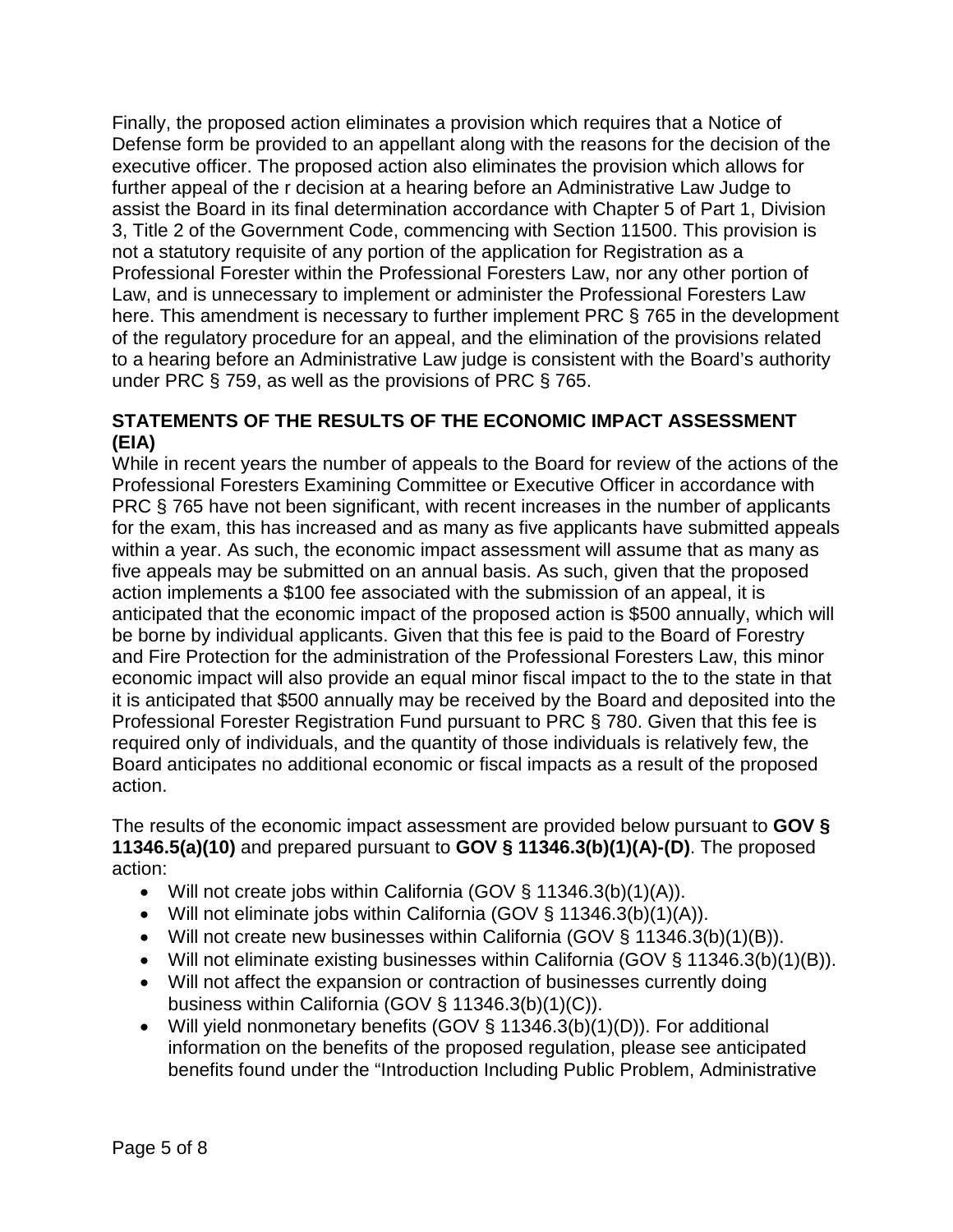Finally, the proposed action eliminates a provision which requires that a Notice of Defense form be provided to an appellant along with the reasons for the decision of the executive officer. The proposed action also eliminates the provision which allows for further appeal of the r decision at a hearing before an Administrative Law Judge to assist the Board in its final determination accordance with Chapter 5 of Part 1, Division 3, Title 2 of the Government Code, commencing with Section 11500. This provision is not a statutory requisite of any portion of the application for Registration as a Professional Forester within the Professional Foresters Law, nor any other portion of Law, and is unnecessary to implement or administer the Professional Foresters Law here. This amendment is necessary to further implement PRC § 765 in the development of the regulatory procedure for an appeal, and the elimination of the provisions related to a hearing before an Administrative Law judge is consistent with the Board's authority under PRC § 759, as well as the provisions of PRC § 765.

## STATEMENTS OF THE RESULTS OF THE ECONOMIC IMPACT ASSESSMENT (EIA)

While in recent years the number of appeals to the Board for review of the actions of the Professional Foresters Examining Committee or Executive Officer in accordance with PRC § 765 have not been significant, with recent increases in the number of applicants for the exam, this has increased and as many as five applicants have submitted appeals within a year. As such, the economic impact assessment will assume that as many as five appeals may be submitted on an annual basis. As such, given that the proposed action implements a $100 fee associated with the submission of an appeal, it is anticipated that the economic impact of the proposed action is $500 annually, which will be borne by individual applicants. Given that this fee is paid to the Board of Forestry and Fire Protection for the administration of the Professional Foresters Law, this minor economic impact will also provide an equal minor fiscal impact to the to the state in that it is anticipated that $500 annually may be received by the Board and deposited into the Professional Forester Registration Fund pursuant to PRC § 780. Given that this fee is required only of individuals, and the quantity of those individuals is relatively few, the Board anticipates no additional economic or fiscal impacts as a result of the proposed action.

The results of the economic impact assessment are provided below pursuant to **GOV § 11346.5(a)(10)** and prepared pursuant to **GOV § 11346.3(b)(1)(A)-(D)**. The proposed action:

- Will not create jobs within California (GOV § 11346.3(b)(1)(A)).
- Will not eliminate jobs within California (GOV § 11346.3(b)(1)(A)).
- Will not create new businesses within California (GOV § 11346.3(b)(1)(B)).
- Will not eliminate existing businesses within California (GOV § 11346.3(b)(1)(B)).
- Will not affect the expansion or contraction of businesses currently doing business within California (GOV § 11346.3(b)(1)(C)).
- Will yield nonmonetary benefits (GOV § 11346.3(b)(1)(D)). For additional information on the benefits of the proposed regulation, please see anticipated benefits found under the "Introduction Including Public Problem, Administrative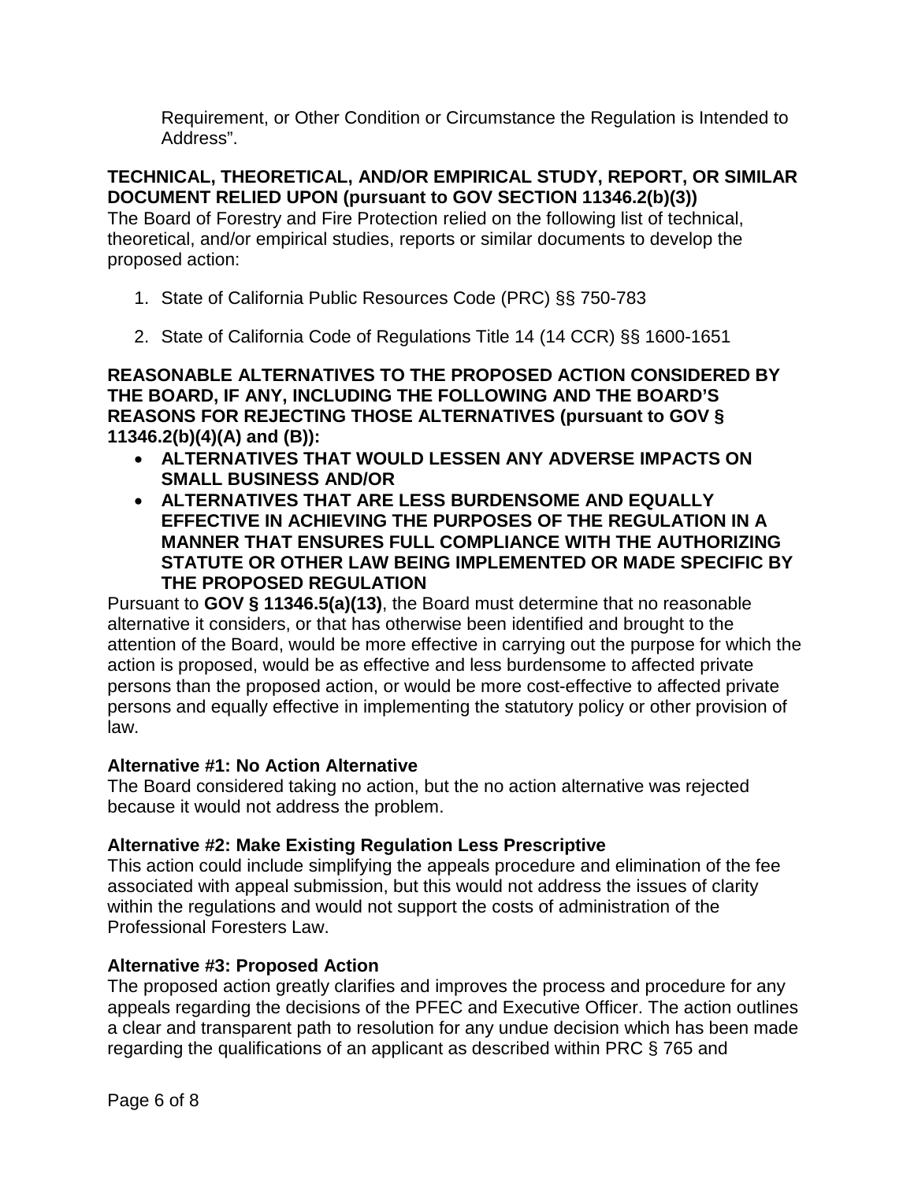Requirement, or Other Condition or Circumstance the Regulation is Intended to Address".

**TECHNICAL, THEORETICAL, AND/OR EMPIRICAL STUDY, REPORT, OR SIMILAR DOCUMENT RELIED UPON (pursuant to GOV SECTION 11346.2(b)(3))**
The Board of Forestry and Fire Protection relied on the following list of technical, theoretical, and/or empirical studies, reports or similar documents to develop the proposed action:

1. State of California Public Resources Code (PRC) §§ 750-783

2. State of California Code of Regulations Title 14 (14 CCR) §§ 1600-1651

**REASONABLE ALTERNATIVES TO THE PROPOSED ACTION CONSIDERED BY THE BOARD, IF ANY, INCLUDING THE FOLLOWING AND THE BOARD'S REASONS FOR REJECTING THOSE ALTERNATIVES (pursuant to GOV § 11346.2(b)(4)(A) and (B)):**

- **ALTERNATIVES THAT WOULD LESSEN ANY ADVERSE IMPACTS ON SMALL BUSINESS AND/OR**
- **ALTERNATIVES THAT ARE LESS BURDENSOME AND EQUALLY EFFECTIVE IN ACHIEVING THE PURPOSES OF THE REGULATION IN A MANNER THAT ENSURES FULL COMPLIANCE WITH THE AUTHORIZING STATUTE OR OTHER LAW BEING IMPLEMENTED OR MADE SPECIFIC BY THE PROPOSED REGULATION**

Pursuant to **GOV § 11346.5(a)(13)**, the Board must determine that no reasonable alternative it considers, or that has otherwise been identified and brought to the attention of the Board, would be more effective in carrying out the purpose for which the action is proposed, would be as effective and less burdensome to affected private persons than the proposed action, or would be more cost-effective to affected private persons and equally effective in implementing the statutory policy or other provision of law.

**Alternative #1: No Action Alternative**
The Board considered taking no action, but the no action alternative was rejected because it would not address the problem.

**Alternative #2: Make Existing Regulation Less Prescriptive**
This action could include simplifying the appeals procedure and elimination of the fee associated with appeal submission, but this would not address the issues of clarity within the regulations and would not support the costs of administration of the Professional Foresters Law.

**Alternative #3: Proposed Action**
The proposed action greatly clarifies and improves the process and procedure for any appeals regarding the decisions of the PFEC and Executive Officer. The action outlines a clear and transparent path to resolution for any undue decision which has been made regarding the qualifications of an applicant as described within PRC § 765 and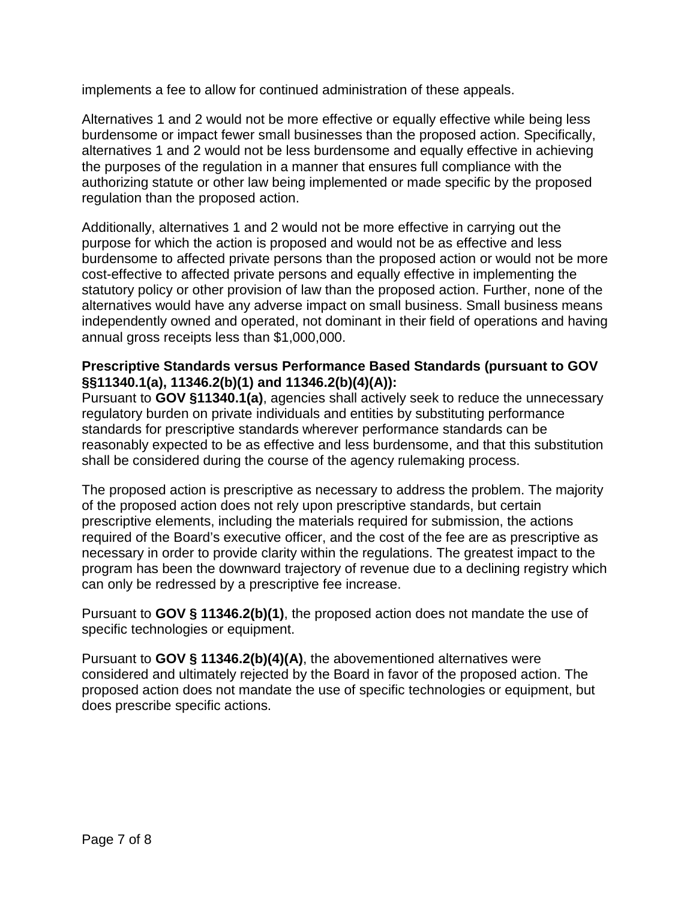implements a fee to allow for continued administration of these appeals.

Alternatives 1 and 2 would not be more effective or equally effective while being less burdensome or impact fewer small businesses than the proposed action. Specifically, alternatives 1 and 2 would not be less burdensome and equally effective in achieving the purposes of the regulation in a manner that ensures full compliance with the authorizing statute or other law being implemented or made specific by the proposed regulation than the proposed action.

Additionally, alternatives 1 and 2 would not be more effective in carrying out the purpose for which the action is proposed and would not be as effective and less burdensome to affected private persons than the proposed action or would not be more cost-effective to affected private persons and equally effective in implementing the statutory policy or other provision of law than the proposed action. Further, none of the alternatives would have any adverse impact on small business. Small business means independently owned and operated, not dominant in their field of operations and having annual gross receipts less than $1,000,000.

**Prescriptive Standards versus Performance Based Standards (pursuant to GOV §§11340.1(a), 11346.2(b)(1) and 11346.2(b)(4)(A)):**

Pursuant to **GOV §11340.1(a)**, agencies shall actively seek to reduce the unnecessary regulatory burden on private individuals and entities by substituting performance standards for prescriptive standards wherever performance standards can be reasonably expected to be as effective and less burdensome, and that this substitution shall be considered during the course of the agency rulemaking process.

The proposed action is prescriptive as necessary to address the problem. The majority of the proposed action does not rely upon prescriptive standards, but certain prescriptive elements, including the materials required for submission, the actions required of the Board's executive officer, and the cost of the fee are as prescriptive as necessary in order to provide clarity within the regulations. The greatest impact to the program has been the downward trajectory of revenue due to a declining registry which can only be redressed by a prescriptive fee increase.

Pursuant to **GOV § 11346.2(b)(1)**, the proposed action does not mandate the use of specific technologies or equipment.

Pursuant to **GOV § 11346.2(b)(4)(A)**, the abovementioned alternatives were considered and ultimately rejected by the Board in favor of the proposed action. The proposed action does not mandate the use of specific technologies or equipment, but does prescribe specific actions.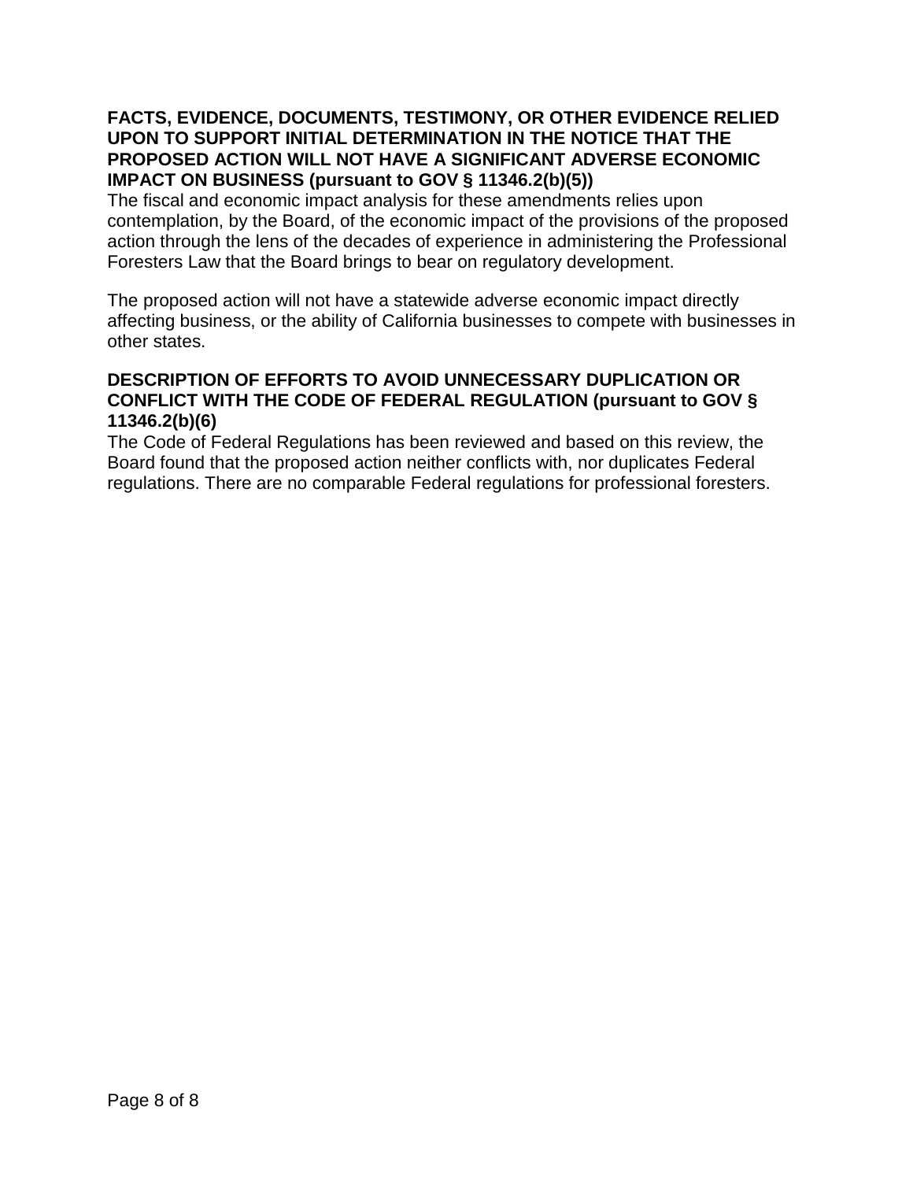**FACTS, EVIDENCE, DOCUMENTS, TESTIMONY, OR OTHER EVIDENCE RELIED UPON TO SUPPORT INITIAL DETERMINATION IN THE NOTICE THAT THE PROPOSED ACTION WILL NOT HAVE A SIGNIFICANT ADVERSE ECONOMIC IMPACT ON BUSINESS (pursuant to GOV § 11346.2(b)(5))**

The fiscal and economic impact analysis for these amendments relies upon contemplation, by the Board, of the economic impact of the provisions of the proposed action through the lens of the decades of experience in administering the Professional Foresters Law that the Board brings to bear on regulatory development.

The proposed action will not have a statewide adverse economic impact directly affecting business, or the ability of California businesses to compete with businesses in other states.

**DESCRIPTION OF EFFORTS TO AVOID UNNECESSARY DUPLICATION OR CONFLICT WITH THE CODE OF FEDERAL REGULATION (pursuant to GOV § 11346.2(b)(6)**

The Code of Federal Regulations has been reviewed and based on this review, the Board found that the proposed action neither conflicts with, nor duplicates Federal regulations. There are no comparable Federal regulations for professional foresters.